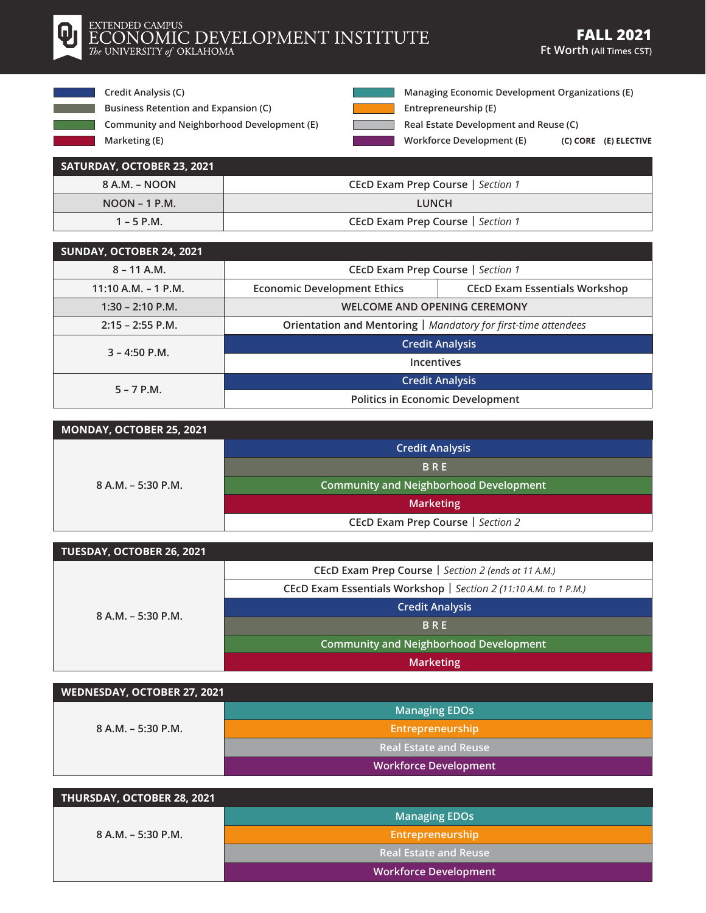# EXTENDED CAMPUS ECONOMIC DEVELOPMENT INSTITUTE

*The* UNIVERSITY *of* OKLAHOMA

**FALL 2021**
Ft Worth (All Times CST)

- Credit Analysis (C)
- Business Retention and Expansion (C)
- Community and Neighborhood Development (E)
- Marketing (E)
- Managing Economic Development Organizations (E)
- Entrepreneurship (E)
- Real Estate Development and Reuse (C)
- Workforce Development (E)

**(C) CORE (E) ELECTIVE**

| SATURDAY, OCTOBER 23, 2021 | |
|---|---|
| 8 A.M. – NOON | CEcD Exam Prep Course \| *Section 1* |
| NOON – 1 P.M. | LUNCH |
| 1 – 5 P.M. | CEcD Exam Prep Course \| *Section 1* |

| SUNDAY, OCTOBER 24, 2021 | | |
|---|---|---|
| 8 – 11 A.M. | CEcD Exam Prep Course \| *Section 1* | |
| 11:10 A.M. – 1 P.M. | Economic Development Ethics | CEcD Exam Essentials Workshop |
| 1:30 – 2:10 P.M. | WELCOME AND OPENING CEREMONY | |
| 2:15 – 2:55 P.M. | Orientation and Mentoring \| *Mandatory for first-time attendees* | |
| 3 – 4:50 P.M. | Credit Analysis | |
| | Incentives | |
| 5 – 7 P.M. | Credit Analysis | |
| | Politics in Economic Development | |

| MONDAY, OCTOBER 25, 2021 | |
|---|---|
| 8 A.M. – 5:30 P.M. | Credit Analysis |
| | B R E |
| | Community and Neighborhood Development |
| | Marketing |
| | CEcD Exam Prep Course \| *Section 2* |

| TUESDAY, OCTOBER 26, 2021 | |
|---|---|
| 8 A.M. – 5:30 P.M. | CEcD Exam Prep Course \| *Section 2 (ends at 11 A.M.)* |
| | CEcD Exam Essentials Workshop \| *Section 2 (11:10 A.M. to 1 P.M.)* |
| | Credit Analysis |
| | B R E |
| | Community and Neighborhood Development |
| | Marketing |

| WEDNESDAY, OCTOBER 27, 2021 | |
|---|---|
| 8 A.M. – 5:30 P.M. | Managing EDOs |
| | Entrepreneurship |
| | Real Estate and Reuse |
| | Workforce Development |

| THURSDAY, OCTOBER 28, 2021 | |
|---|---|
| 8 A.M. – 5:30 P.M. | Managing EDOs |
| | Entrepreneurship |
| | Real Estate and Reuse |
| | Workforce Development |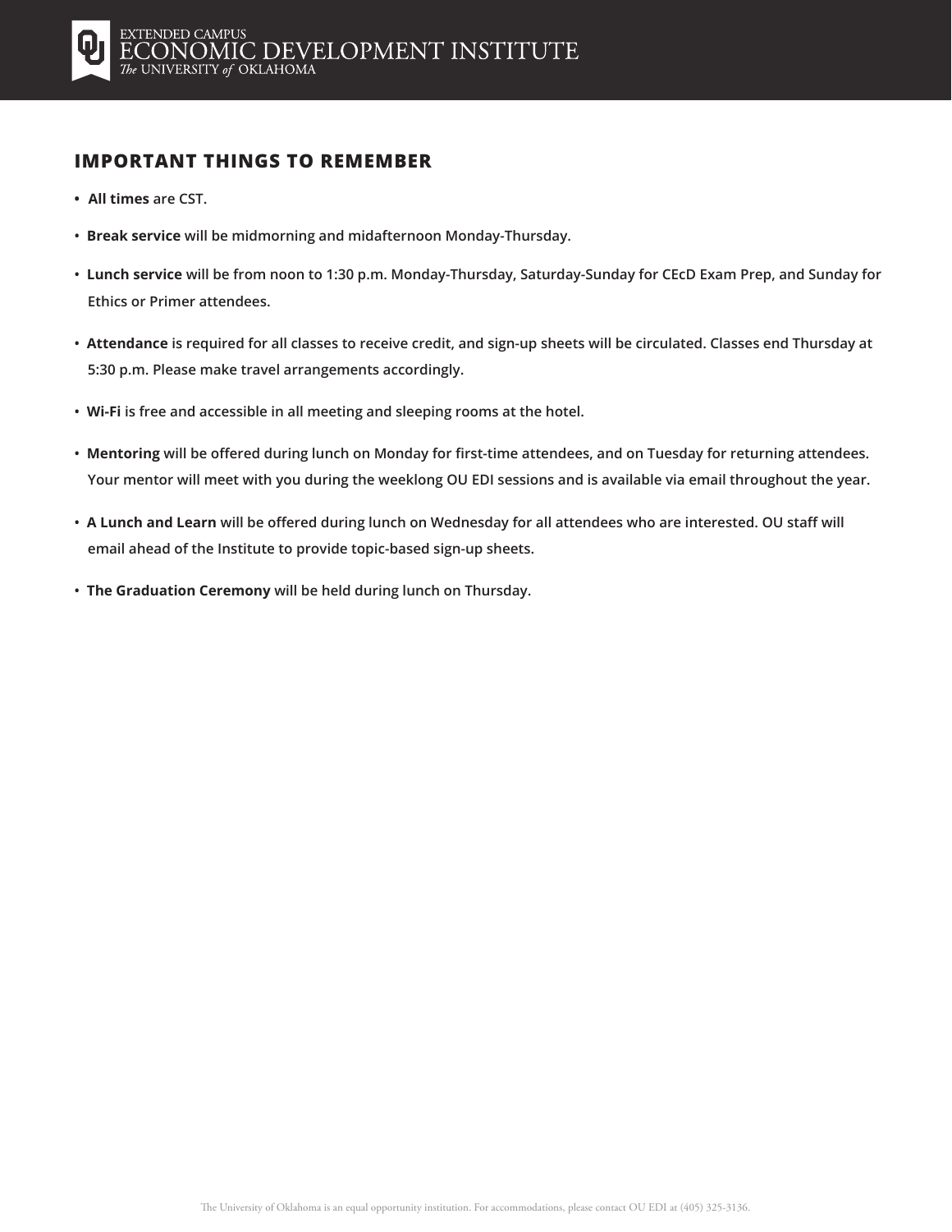## IMPORTANT THINGS TO REMEMBER

- **All times** are CST.
- **Break service** will be midmorning and midafternoon Monday-Thursday.
- **Lunch service** will be from noon to 1:30 p.m. Monday-Thursday, Saturday-Sunday for CEcD Exam Prep, and Sunday for Ethics or Primer attendees.
- **Attendance** is required for all classes to receive credit, and sign-up sheets will be circulated. Classes end Thursday at 5:30 p.m. Please make travel arrangements accordingly.
- **Wi-Fi** is free and accessible in all meeting and sleeping rooms at the hotel.
- **Mentoring** will be offered during lunch on Monday for first-time attendees, and on Tuesday for returning attendees. Your mentor will meet with you during the weeklong OU EDI sessions and is available via email throughout the year.
- **A Lunch and Learn** will be offered during lunch on Wednesday for all attendees who are interested. OU staff will email ahead of the Institute to provide topic-based sign-up sheets.
- **The Graduation Ceremony** will be held during lunch on Thursday.

The University of Oklahoma is an equal opportunity institution. For accommodations, please contact OU EDI at (405) 325-3136.